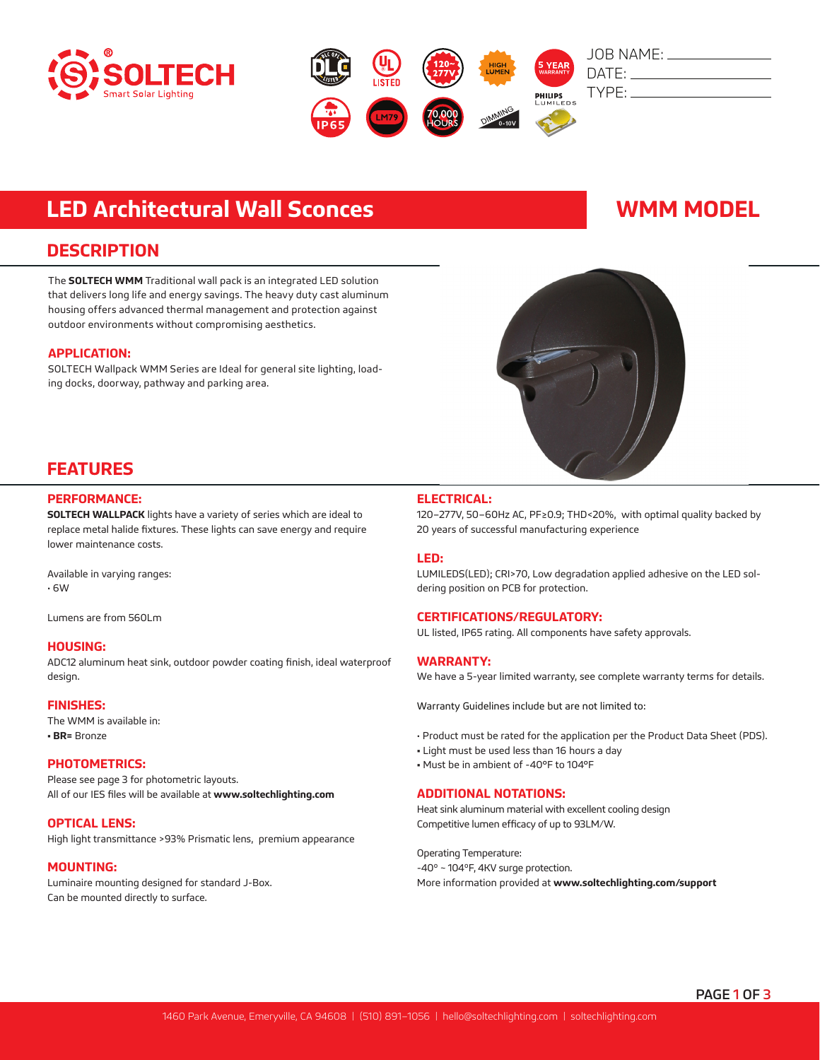JOB NAME: ______________
DATE: ______________
TYPE: ______________

# LED Architectural Wall Sconces

# WMM MODEL

## DESCRIPTION

The **SOLTECH WMM** Traditional wall pack is an integrated LED solution that delivers long life and energy savings. The heavy duty cast aluminum housing offers advanced thermal management and protection against outdoor environments without compromising aesthetics.

### APPLICATION:

SOLTECH Wallpack WMM Series are Ideal for general site lighting, loading docks, doorway, pathway and parking area.

## FEATURES

### PERFORMANCE:

**SOLTECH WALLPACK** lights have a variety of series which are ideal to replace metal halide fixtures. These lights can save energy and require lower maintenance costs.

Available in varying ranges:
- 6W

Lumens are from 560Lm

### HOUSING:

ADC12 aluminum heat sink, outdoor powder coating finish, ideal waterproof design.

### FINISHES:

The WMM is available in:
- **BR=** Bronze

### PHOTOMETRICS:

Please see page 3 for photometric layouts.
All of our IES files will be available at **www.soltechlighting.com**

### OPTICAL LENS:

High light transmittance >93% Prismatic lens, premium appearance

### MOUNTING:

Luminaire mounting designed for standard J-Box.
Can be mounted directly to surface.

### ELECTRICAL:

120–277V, 50–60Hz AC, PF≥0.9; THD<20%, with optimal quality backed by 20 years of successful manufacturing experience

### LED:

LUMILEDS(LED); CRI>70, Low degradation applied adhesive on the LED soldering position on PCB for protection.

### CERTIFICATIONS/REGULATORY:

UL listed, IP65 rating. All components have safety approvals.

### WARRANTY:

We have a 5-year limited warranty, see complete warranty terms for details.

Warranty Guidelines include but are not limited to:

- Product must be rated for the application per the Product Data Sheet (PDS).
- Light must be used less than 16 hours a day
- Must be in ambient of -40°F to 104°F

### ADDITIONAL NOTATIONS:

Heat sink aluminum material with excellent cooling design
Competitive lumen efficacy of up to 93LM/W.

Operating Temperature:
-40° ~ 104°F, 4KV surge protection.
More information provided at **www.soltechlighting.com/support**

1460 Park Avenue, Emeryville, CA 94608 | (510) 891–1056 | hello@soltechlighting.com | soltechlighting.com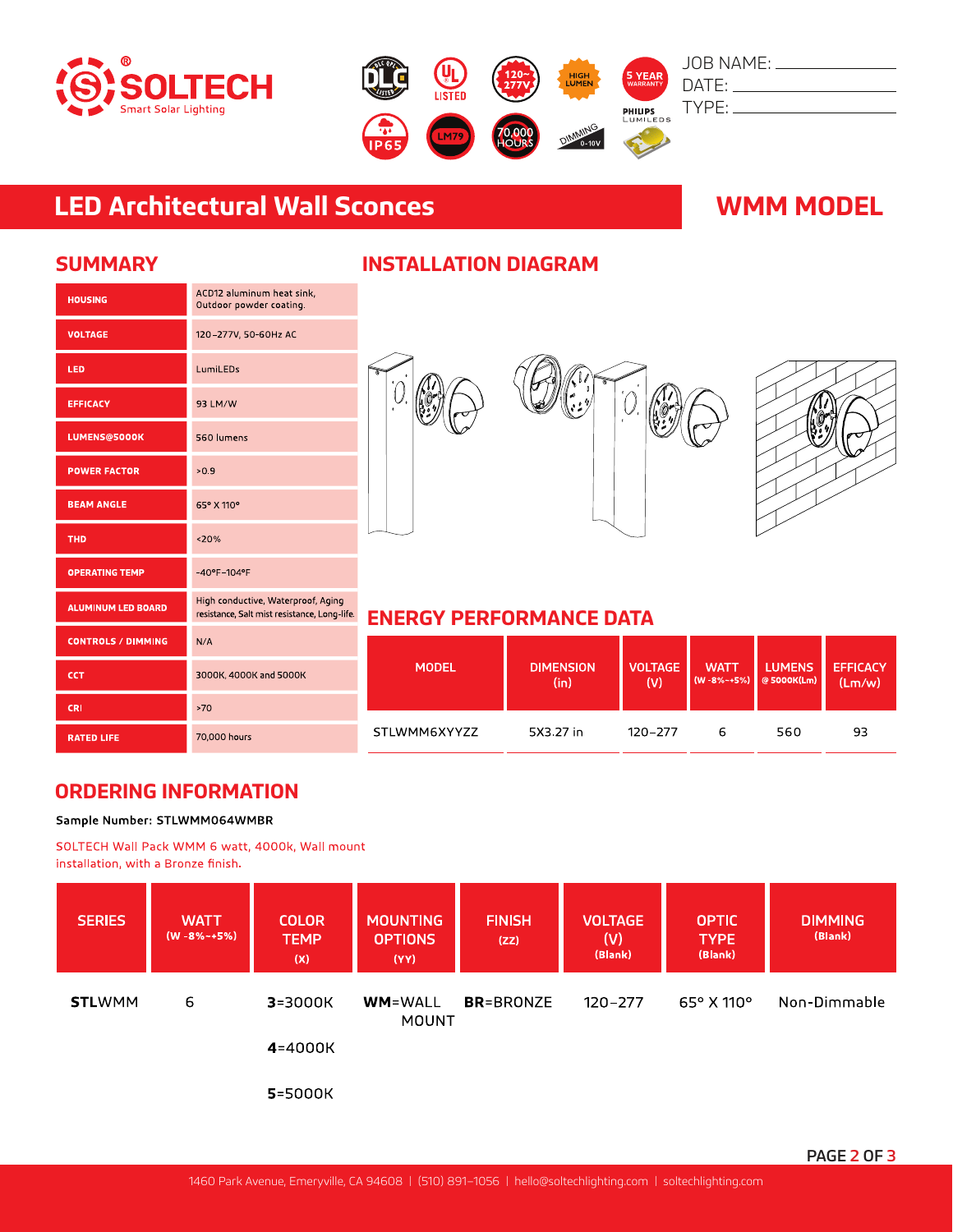SOLTECH® Smart Solar Lighting

DLC | UL LISTED | 120~277V | HIGH LUMEN | 5 YEAR WARRANTY | IP65 | LM79 | 70,000 HOURS | DIMMING 0-10V | PHILIPS LUMILEDS

JOB NAME: \_\_\_\_\_\_\_\_\_\_
DATE: \_\_\_\_\_\_\_\_\_\_
TYPE: \_\_\_\_\_\_\_\_\_\_

# LED Architectural Wall Sconces

# WMM MODEL

## SUMMARY

| | |
|---|---|
| HOUSING | ACD12 aluminum heat sink, Outdoor powder coating. |
| VOLTAGE | 120–277V, 50-60Hz AC |
| LED | LumiLEDs |
| EFFICACY | 93 LM/W |
| LUMENS@5000K | 560 lumens |
| POWER FACTOR | >0.9 |
| BEAM ANGLE | 65° X 110° |
| THD | <20% |
| OPERATING TEMP | -40°F–104°F |
| ALUMINUM LED BOARD | High conductive, Waterproof, Aging resistance, Salt mist resistance, Long-life. |
| CONTROLS / DIMMING | N/A |
| CCT | 3000K, 4000K and 5000K |
| CRI | >70 |
| RATED LIFE | 70,000 hours |

## INSTALLATION DIAGRAM

## ENERGY PERFORMANCE DATA

| MODEL | DIMENSION (in) | VOLTAGE (V) | WATT (W -8%~+5%) | LUMENS @ 5000K(Lm) | EFFICACY (Lm/w) |
|---|---|---|---|---|---|
| STLWMM6XYYZZ | 5X3.27 in | 120–277 | 6 | 560 | 93 |

## ORDERING INFORMATION

**Sample Number: STLWMM064WMBR**

SOLTECH Wall Pack WMM 6 watt, 4000k, Wall mount installation, with a Bronze finish.

| SERIES | WATT (W -8%~+5%) | COLOR TEMP (X) | MOUNTING OPTIONS (YY) | FINISH (ZZ) | VOLTAGE (V) (Blank) | OPTIC TYPE (Blank) | DIMMING (Blank) |
|---|---|---|---|---|---|---|---|
| **STL**WMM | 6 | **3**=3000K | **WM**=WALL MOUNT | **BR**=BRONZE | 120–277 | 65° X 110° | Non-Dimmable |
| | | **4**=4000K | | | | | |
| | | **5**=5000K | | | | | |

1460 Park Avenue, Emeryville, CA 94608 | (510) 891–1056 | hello@soltechlighting.com | soltechlighting.com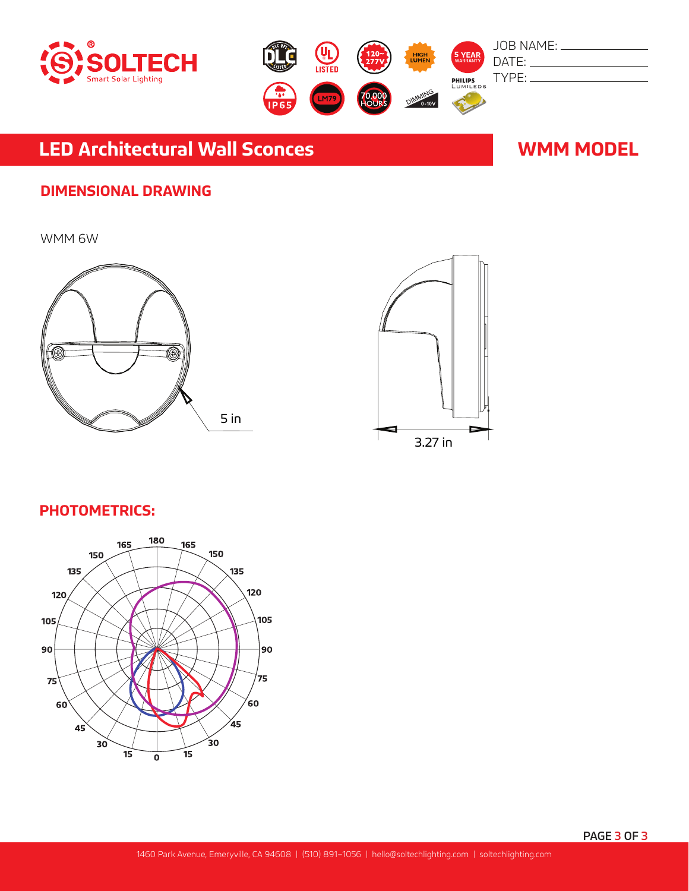JOB NAME: ____________

DATE: ____________

TYPE: ____________

# LED Architectural Wall Sconces

# WMM MODEL

## DIMENSIONAL DRAWING

WMM 6W

5 in

3.27 in

## PHOTOMETRICS:

180
165
165
150
150
135
135
120
120
105
105
90
90
75
75
60
60
45
45
30
30
15
15
0

1460 Park Avenue, Emeryville, CA 94608 | (510) 891-1056 | hello@soltechlighting.com | soltechlighting.com